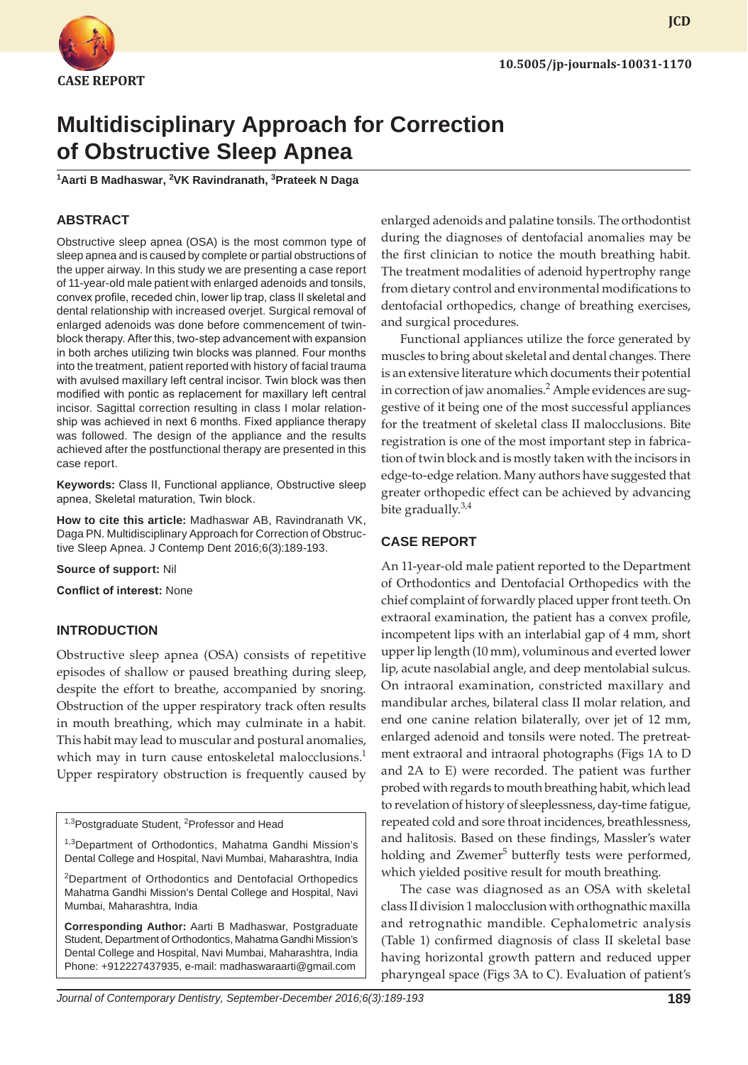CASE REPORT

10.5005/jp-journals-10031-1170

# Multidisciplinary Approach for Correction of Obstructive Sleep Apnea

[1]Aarti B Madhaswar, [2]VK Ravindranath, [3]Prateek N Daga

## ABSTRACT

Obstructive sleep apnea (OSA) is the most common type of sleep apnea and is caused by complete or partial obstructions of the upper airway. In this study we are presenting a case report of 11-year-old male patient with enlarged adenoids and tonsils, convex profile, receded chin, lower lip trap, class II skeletal and dental relationship with increased overjet. Surgical removal of enlarged adenoids was done before commencement of twin-block therapy. After this, two-step advancement with expansion in both arches utilizing twin blocks was planned. Four months into the treatment, patient reported with history of facial trauma with avulsed maxillary left central incisor. Twin block was then modified with pontic as replacement for maxillary left central incisor. Sagittal correction resulting in class I molar relationship was achieved in next 6 months. Fixed appliance therapy was followed. The design of the appliance and the results achieved after the postfunctional therapy are presented in this case report.

**Keywords:** Class II, Functional appliance, Obstructive sleep apnea, Skeletal maturation, Twin block.

**How to cite this article:** Madhaswar AB, Ravindranath VK, Daga PN. Multidisciplinary Approach for Correction of Obstructive Sleep Apnea. J Contemp Dent 2016;6(3):189-193.

**Source of support:** Nil

**Conflict of interest:** None

## INTRODUCTION

Obstructive sleep apnea (OSA) consists of repetitive episodes of shallow or paused breathing during sleep, despite the effort to breathe, accompanied by snoring. Obstruction of the upper respiratory track often results in mouth breathing, which may culminate in a habit. This habit may lead to muscular and postural anomalies, which may in turn cause entoskeletal malocclusions.[1] Upper respiratory obstruction is frequently caused by enlarged adenoids and palatine tonsils. The orthodontist during the diagnoses of dentofacial anomalies may be the first clinician to notice the mouth breathing habit. The treatment modalities of adenoid hypertrophy range from dietary control and environmental modifications to dentofacial orthopedics, change of breathing exercises, and surgical procedures.

Functional appliances utilize the force generated by muscles to bring about skeletal and dental changes. There is an extensive literature which documents their potential in correction of jaw anomalies.[2] Ample evidences are suggestive of it being one of the most successful appliances for the treatment of skeletal class II malocclusions. Bite registration is one of the most important step in fabrication of twin block and is mostly taken with the incisors in edge-to-edge relation. Many authors have suggested that greater orthopedic effect can be achieved by advancing bite gradually.[3,4]

## CASE REPORT

An 11-year-old male patient reported to the Department of Orthodontics and Dentofacial Orthopedics with the chief complaint of forwardly placed upper front teeth. On extraoral examination, the patient has a convex profile, incompetent lips with an interlabial gap of 4 mm, short upper lip length (10 mm), voluminous and everted lower lip, acute nasolabial angle, and deep mentolabial sulcus. On intraoral examination, constricted maxillary and mandibular arches, bilateral class II molar relation, and end one canine relation bilaterally, over jet of 12 mm, enlarged adenoid and tonsils were noted. The pretreatment extraoral and intraoral photographs (Figs 1A to D and 2A to E) were recorded. The patient was further probed with regards to mouth breathing habit, which lead to revelation of history of sleeplessness, day-time fatigue, repeated cold and sore throat incidences, breathlessness, and halitosis. Based on these findings, Massler's water holding and Zwemer[5] butterfly tests were performed, which yielded positive result for mouth breathing.

The case was diagnosed as an OSA with skeletal class II division 1 malocclusion with orthognathic maxilla and retrognathic mandible. Cephalometric analysis (Table 1) confirmed diagnosis of class II skeletal base having horizontal growth pattern and reduced upper pharyngeal space (Figs 3A to C). Evaluation of patient's

[1,3]Postgraduate Student, [2]Professor and Head

[1,3]Department of Orthodontics, Mahatma Gandhi Mission's Dental College and Hospital, Navi Mumbai, Maharashtra, India

[2]Department of Orthodontics and Dentofacial Orthopedics Mahatma Gandhi Mission's Dental College and Hospital, Navi Mumbai, Maharashtra, India

**Corresponding Author:** Aarti B Madhaswar, Postgraduate Student, Department of Orthodontics, Mahatma Gandhi Mission's Dental College and Hospital, Navi Mumbai, Maharashtra, India Phone: +912227437935, e-mail: madhaswaraarti@gmail.com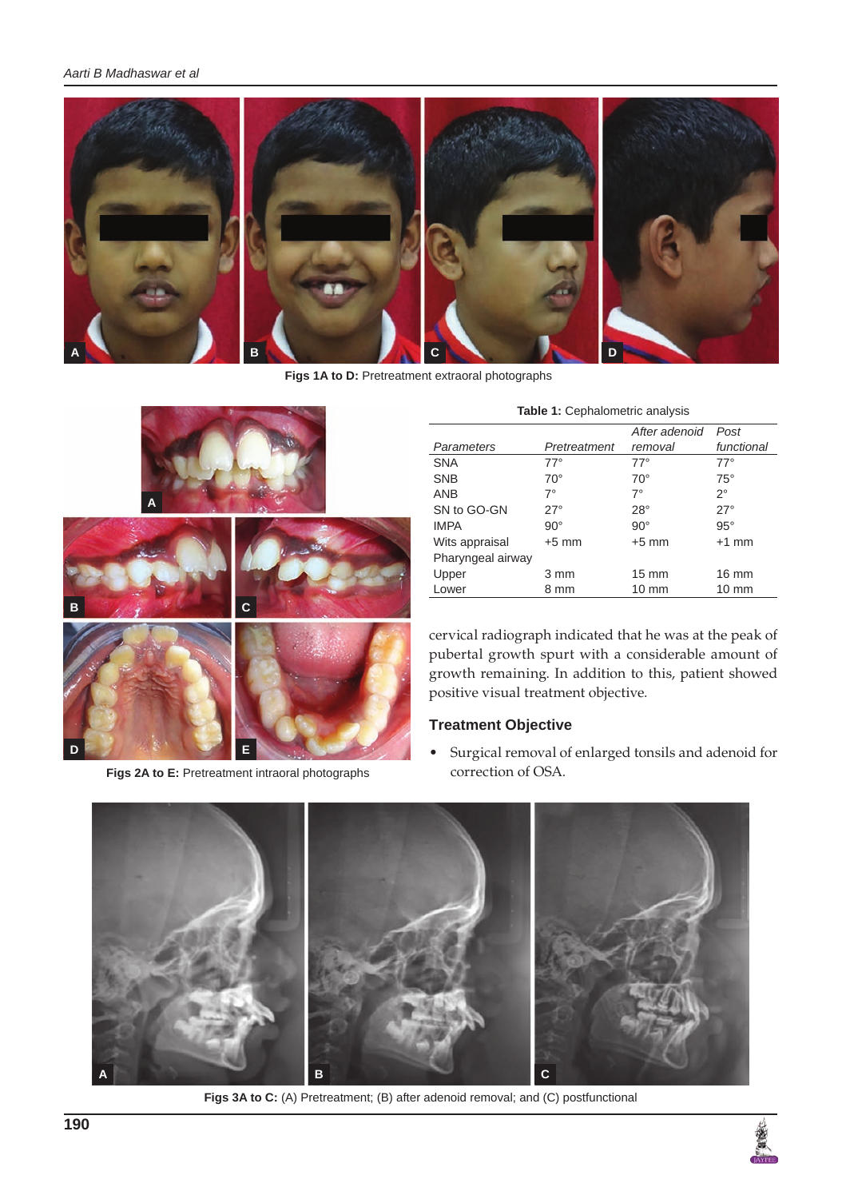Figs 1A to D: Pretreatment extraoral photographs

Figs 2A to E: Pretreatment intraoral photographs

**Table 1:** Cephalometric analysis

| *Parameters* | *Pretreatment* | *After adenoid removal* | *Post functional* |
|---|---|---|---|
| SNA | 77° | 77° | 77° |
| SNB | 70° | 70° | 75° |
| ANB | 7° | 7° | 2° |
| SN to GO-GN | 27° | 28° | 27° |
| IMPA | 90° | 90° | 95° |
| Wits appraisal | +5 mm | +5 mm | +1 mm |
| Pharyngeal airway | | | |
| Upper | 3 mm | 15 mm | 16 mm |
| Lower | 8 mm | 10 mm | 10 mm |

cervical radiograph indicated that he was at the peak of pubertal growth spurt with a considerable amount of growth remaining. In addition to this, patient showed positive visual treatment objective.

## Treatment Objective

- Surgical removal of enlarged tonsils and adenoid for correction of OSA.

Figs 3A to C: (A) Pretreatment; (B) after adenoid removal; and (C) postfunctional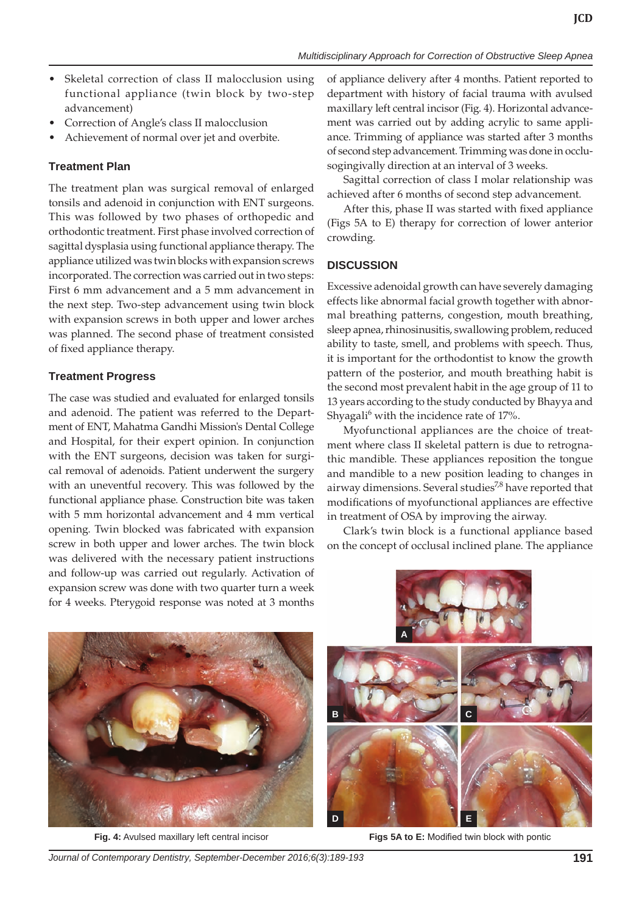- Skeletal correction of class II malocclusion using functional appliance (twin block by two-step advancement)
- Correction of Angle's class II malocclusion
- Achievement of normal over jet and overbite.

### Treatment Plan

The treatment plan was surgical removal of enlarged tonsils and adenoid in conjunction with ENT surgeons. This was followed by two phases of orthopedic and orthodontic treatment. First phase involved correction of sagittal dysplasia using functional appliance therapy. The appliance utilized was twin blocks with expansion screws incorporated. The correction was carried out in two steps: First 6 mm advancement and a 5 mm advancement in the next step. Two-step advancement using twin block with expansion screws in both upper and lower arches was planned. The second phase of treatment consisted of fixed appliance therapy.

### Treatment Progress

The case was studied and evaluated for enlarged tonsils and adenoid. The patient was referred to the Department of ENT, Mahatma Gandhi Mission's Dental College and Hospital, for their expert opinion. In conjunction with the ENT surgeons, decision was taken for surgical removal of adenoids. Patient underwent the surgery with an uneventful recovery. This was followed by the functional appliance phase. Construction bite was taken with 5 mm horizontal advancement and 4 mm vertical opening. Twin blocked was fabricated with expansion screw in both upper and lower arches. The twin block was delivered with the necessary patient instructions and follow-up was carried out regularly. Activation of expansion screw was done with two quarter turn a week for 4 weeks. Pterygoid response was noted at 3 months of appliance delivery after 4 months. Patient reported to department with history of facial trauma with avulsed maxillary left central incisor (Fig. 4). Horizontal advancement was carried out by adding acrylic to same appliance. Trimming of appliance was started after 3 months of second step advancement. Trimming was done in occlusogingivally direction at an interval of 3 weeks.

Sagittal correction of class I molar relationship was achieved after 6 months of second step advancement.

After this, phase II was started with fixed appliance (Figs 5A to E) therapy for correction of lower anterior crowding.

## DISCUSSION

Excessive adenoidal growth can have severely damaging effects like abnormal facial growth together with abnormal breathing patterns, congestion, mouth breathing, sleep apnea, rhinosinusitis, swallowing problem, reduced ability to taste, smell, and problems with speech. Thus, it is important for the orthodontist to know the growth pattern of the posterior, and mouth breathing habit is the second most prevalent habit in the age group of 11 to 13 years according to the study conducted by Bhayya and Shyagali[6] with the incidence rate of 17%.

Myofunctional appliances are the choice of treatment where class II skeletal pattern is due to retrognathic mandible. These appliances reposition the tongue and mandible to a new position leading to changes in airway dimensions. Several studies[7,8] have reported that modifications of myofunctional appliances are effective in treatment of OSA by improving the airway.

Clark's twin block is a functional appliance based on the concept of occlusal inclined plane. The appliance

**Fig. 4:** Avulsed maxillary left central incisor

**Figs 5A to E:** Modified twin block with pontic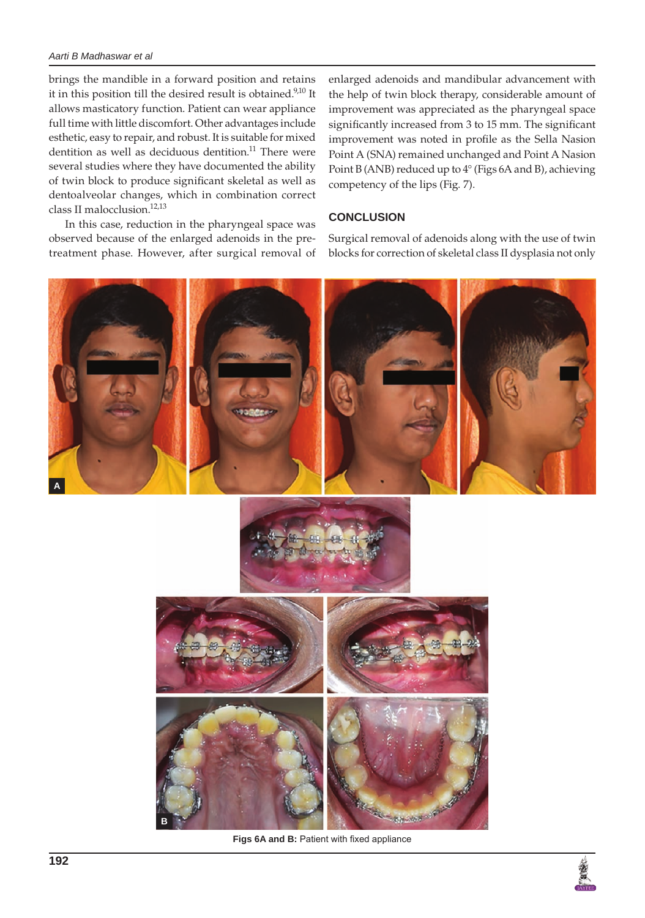brings the mandible in a forward position and retains it in this position till the desired result is obtained.[9,10] It allows masticatory function. Patient can wear appliance full time with little discomfort. Other advantages include esthetic, easy to repair, and robust. It is suitable for mixed dentition as well as deciduous dentition.[11] There were several studies where they have documented the ability of twin block to produce significant skeletal as well as dentoalveolar changes, which in combination correct class II malocclusion.[12,13]

In this case, reduction in the pharyngeal space was observed because of the enlarged adenoids in the pre-treatment phase. However, after surgical removal of enlarged adenoids and mandibular advancement with the help of twin block therapy, considerable amount of improvement was appreciated as the pharyngeal space significantly increased from 3 to 15 mm. The significant improvement was noted in profile as the Sella Nasion Point A (SNA) remained unchanged and Point A Nasion Point B (ANB) reduced up to 4° (Figs 6A and B), achieving competency of the lips (Fig. 7).

## CONCLUSION

Surgical removal of adenoids along with the use of twin blocks for correction of skeletal class II dysplasia not only

**Figs 6A and B:** Patient with fixed appliance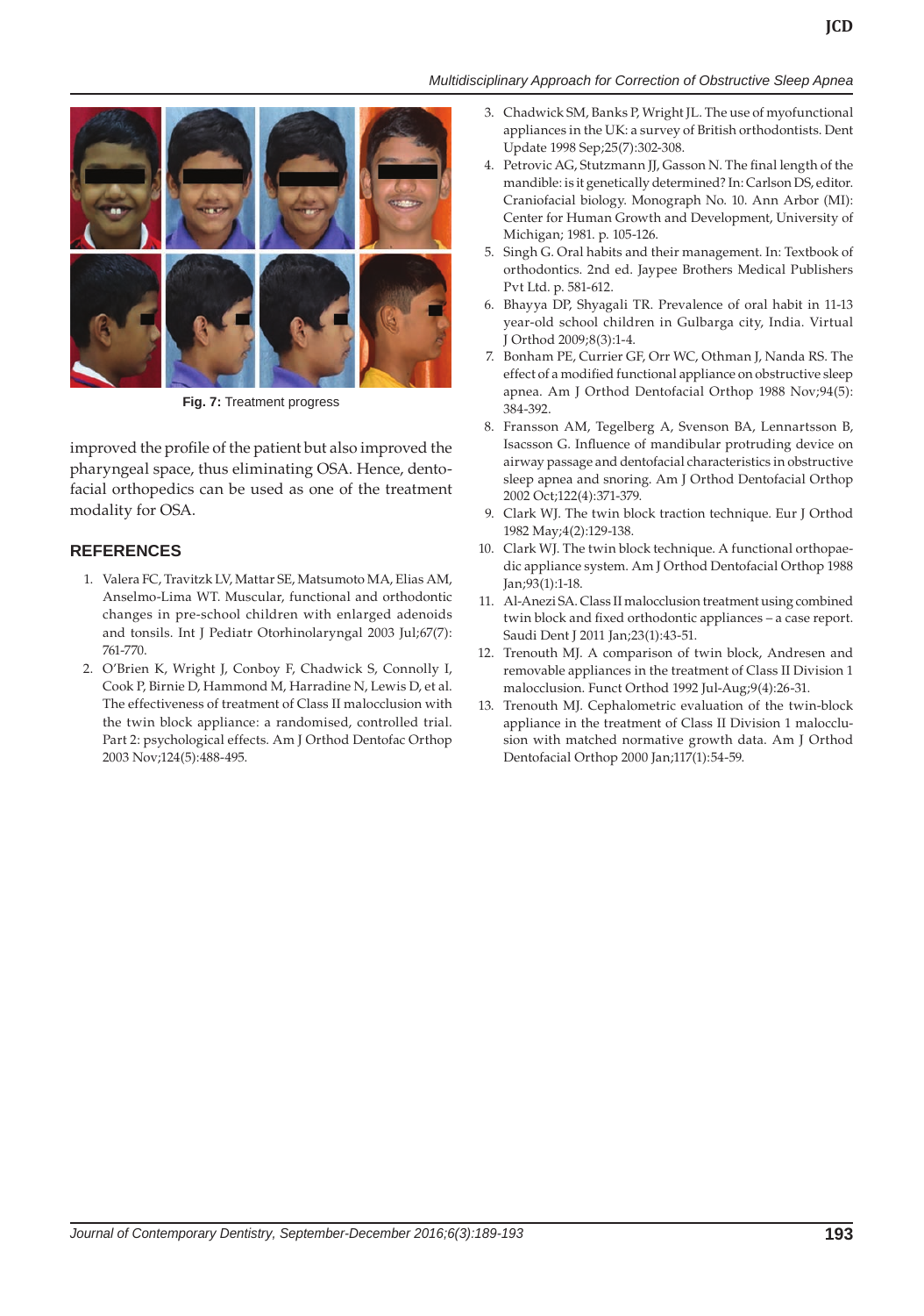Fig. 7: Treatment progress

improved the profile of the patient but also improved the pharyngeal space, thus eliminating OSA. Hence, dentofacial orthopedics can be used as one of the treatment modality for OSA.

## REFERENCES

1. Valera FC, Travitzk LV, Mattar SE, Matsumoto MA, Elias AM, Anselmo-Lima WT. Muscular, functional and orthodontic changes in pre-school children with enlarged adenoids and tonsils. Int J Pediatr Otorhinolaryngal 2003 Jul;67(7):761-770.
2. O'Brien K, Wright J, Conboy F, Chadwick S, Connolly I, Cook P, Birnie D, Hammond M, Harradine N, Lewis D, et al. The effectiveness of treatment of Class II malocclusion with the twin block appliance: a randomised, controlled trial. Part 2: psychological effects. Am J Orthod Dentofac Orthop 2003 Nov;124(5):488-495.
3. Chadwick SM, Banks P, Wright JL. The use of myofunctional appliances in the UK: a survey of British orthodontists. Dent Update 1998 Sep;25(7):302-308.
4. Petrovic AG, Stutzmann JJ, Gasson N. The final length of the mandible: is it genetically determined? In: Carlson DS, editor. Craniofacial biology. Monograph No. 10. Ann Arbor (MI): Center for Human Growth and Development, University of Michigan; 1981. p. 105-126.
5. Singh G. Oral habits and their management. In: Textbook of orthodontics. 2nd ed. Jaypee Brothers Medical Publishers Pvt Ltd. p. 581-612.
6. Bhayya DP, Shyagali TR. Prevalence of oral habit in 11-13 year-old school children in Gulbarga city, India. Virtual J Orthod 2009;8(3):1-4.
7. Bonham PE, Currier GF, Orr WC, Othman J, Nanda RS. The effect of a modified functional appliance on obstructive sleep apnea. Am J Orthod Dentofacial Orthop 1988 Nov;94(5):384-392.
8. Fransson AM, Tegelberg A, Svenson BA, Lennartsson B, Isacsson G. Influence of mandibular protruding device on airway passage and dentofacial characteristics in obstructive sleep apnea and snoring. Am J Orthod Dentofacial Orthop 2002 Oct;122(4):371-379.
9. Clark WJ. The twin block traction technique. Eur J Orthod 1982 May;4(2):129-138.
10. Clark WJ. The twin block technique. A functional orthopaedic appliance system. Am J Orthod Dentofacial Orthop 1988 Jan;93(1):1-18.
11. Al-Anezi SA. Class II malocclusion treatment using combined twin block and fixed orthodontic appliances – a case report. Saudi Dent J 2011 Jan;23(1):43-51.
12. Trenouth MJ. A comparison of twin block, Andresen and removable appliances in the treatment of Class II Division 1 malocclusion. Funct Orthod 1992 Jul-Aug;9(4):26-31.
13. Trenouth MJ. Cephalometric evaluation of the twin-block appliance in the treatment of Class II Division 1 malocclusion with matched normative growth data. Am J Orthod Dentofacial Orthop 2000 Jan;117(1):54-59.